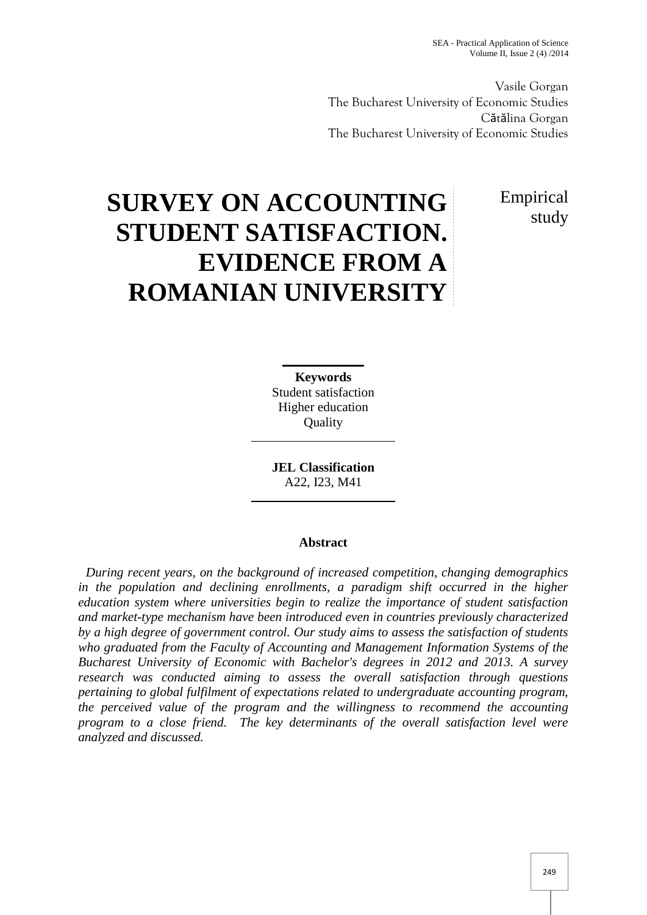Vasile Gorgan
The Bucharest University of Economic Studies
Cătălina Gorgan
The Bucharest University of Economic Studies

# SURVEY ON ACCOUNTING STUDENT SATISFACTION. EVIDENCE FROM A ROMANIAN UNIVERSITY

Empirical study

**Keywords**
Student satisfaction
Higher education
Quality

**JEL Classification**
A22, I23, M41

**Abstract**

*During recent years, on the background of increased competition, changing demographics in the population and declining enrollments, a paradigm shift occurred in the higher education system where universities begin to realize the importance of student satisfaction and market-type mechanism have been introduced even in countries previously characterized by a high degree of government control. Our study aims to assess the satisfaction of students who graduated from the Faculty of Accounting and Management Information Systems of the Bucharest University of Economic with Bachelor's degrees in 2012 and 2013. A survey research was conducted aiming to assess the overall satisfaction through questions pertaining to global fulfilment of expectations related to undergraduate accounting program, the perceived value of the program and the willingness to recommend the accounting program to a close friend. The key determinants of the overall satisfaction level were analyzed and discussed.*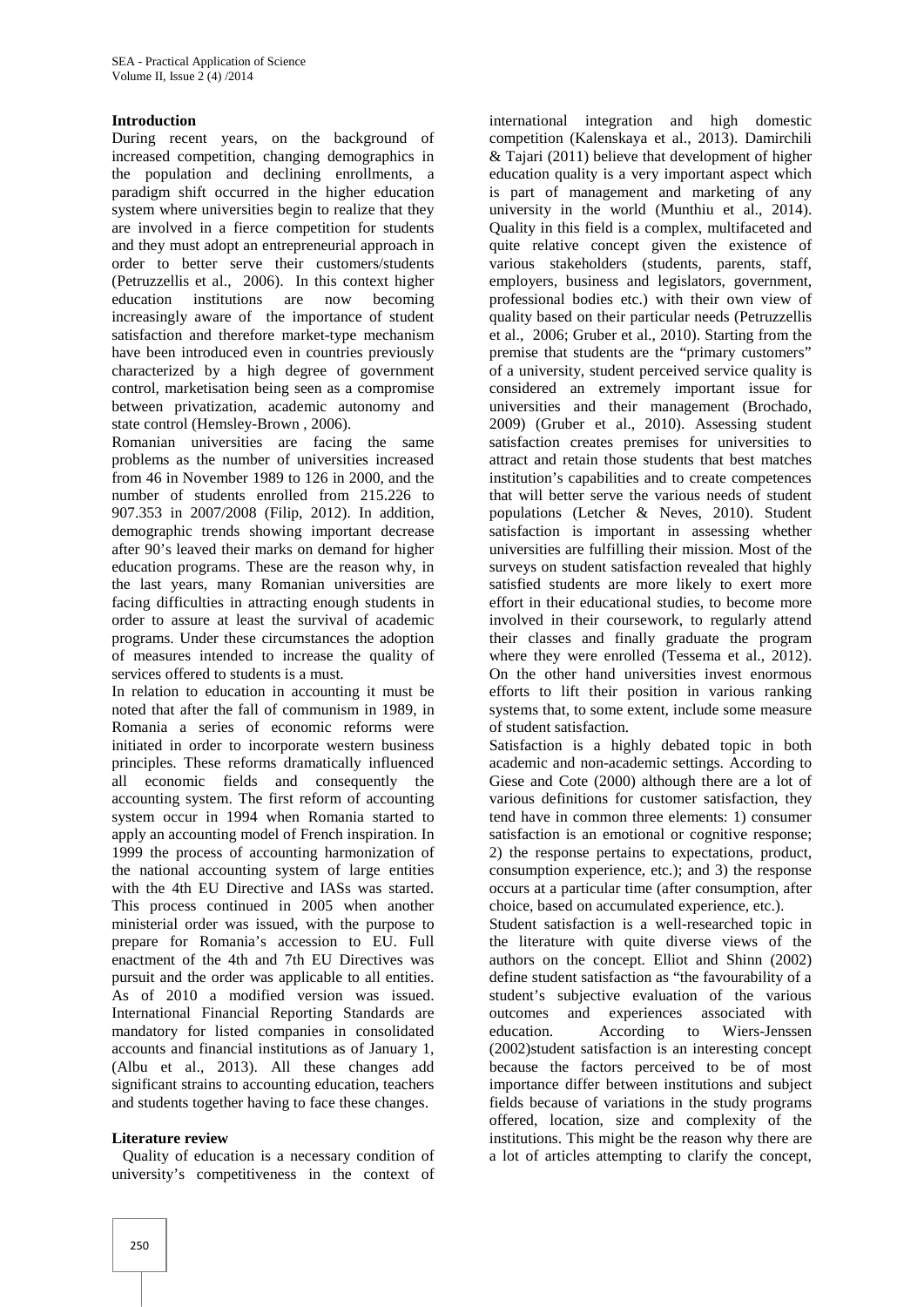## Introduction

During recent years, on the background of increased competition, changing demographics in the population and declining enrollments, a paradigm shift occurred in the higher education system where universities begin to realize that they are involved in a fierce competition for students and they must adopt an entrepreneurial approach in order to better serve their customers/students (Petruzzellis et al., 2006). In this context higher education institutions are now becoming increasingly aware of the importance of student satisfaction and therefore market-type mechanism have been introduced even in countries previously characterized by a high degree of government control, marketisation being seen as a compromise between privatization, academic autonomy and state control (Hemsley-Brown , 2006).

Romanian universities are facing the same problems as the number of universities increased from 46 in November 1989 to 126 in 2000, and the number of students enrolled from 215.226 to 907.353 in 2007/2008 (Filip, 2012). In addition, demographic trends showing important decrease after 90's leaved their marks on demand for higher education programs. These are the reason why, in the last years, many Romanian universities are facing difficulties in attracting enough students in order to assure at least the survival of academic programs. Under these circumstances the adoption of measures intended to increase the quality of services offered to students is a must.

In relation to education in accounting it must be noted that after the fall of communism in 1989, in Romania a series of economic reforms were initiated in order to incorporate western business principles. These reforms dramatically influenced all economic fields and consequently the accounting system. The first reform of accounting system occur in 1994 when Romania started to apply an accounting model of French inspiration. In 1999 the process of accounting harmonization of the national accounting system of large entities with the 4th EU Directive and IASs was started. This process continued in 2005 when another ministerial order was issued, with the purpose to prepare for Romania's accession to EU. Full enactment of the 4th and 7th EU Directives was pursuit and the order was applicable to all entities. As of 2010 a modified version was issued. International Financial Reporting Standards are mandatory for listed companies in consolidated accounts and financial institutions as of January 1, (Albu et al., 2013). All these changes add significant strains to accounting education, teachers and students together having to face these changes.

## Literature review

Quality of education is a necessary condition of university's competitiveness in the context of international integration and high domestic competition (Kalenskaya et al., 2013). Damirchili & Tajari (2011) believe that development of higher education quality is a very important aspect which is part of management and marketing of any university in the world (Munthiu et al., 2014). Quality in this field is a complex, multifaceted and quite relative concept given the existence of various stakeholders (students, parents, staff, employers, business and legislators, government, professional bodies etc.) with their own view of quality based on their particular needs (Petruzzellis et al., 2006; Gruber et al., 2010). Starting from the premise that students are the "primary customers" of a university, student perceived service quality is considered an extremely important issue for universities and their management (Brochado, 2009) (Gruber et al., 2010). Assessing student satisfaction creates premises for universities to attract and retain those students that best matches institution's capabilities and to create competences that will better serve the various needs of student populations (Letcher & Neves, 2010). Student satisfaction is important in assessing whether universities are fulfilling their mission. Most of the surveys on student satisfaction revealed that highly satisfied students are more likely to exert more effort in their educational studies, to become more involved in their coursework, to regularly attend their classes and finally graduate the program where they were enrolled (Tessema et al., 2012). On the other hand universities invest enormous efforts to lift their position in various ranking systems that, to some extent, include some measure of student satisfaction.

Satisfaction is a highly debated topic in both academic and non-academic settings. According to Giese and Cote (2000) although there are a lot of various definitions for customer satisfaction, they tend have in common three elements: 1) consumer satisfaction is an emotional or cognitive response; 2) the response pertains to expectations, product, consumption experience, etc.); and 3) the response occurs at a particular time (after consumption, after choice, based on accumulated experience, etc.).

Student satisfaction is a well-researched topic in the literature with quite diverse views of the authors on the concept. Elliot and Shinn (2002) define student satisfaction as "the favourability of a student's subjective evaluation of the various outcomes and experiences associated with education. According to Wiers-Jenssen (2002)student satisfaction is an interesting concept because the factors perceived to be of most importance differ between institutions and subject fields because of variations in the study programs offered, location, size and complexity of the institutions. This might be the reason why there are a lot of articles attempting to clarify the concept,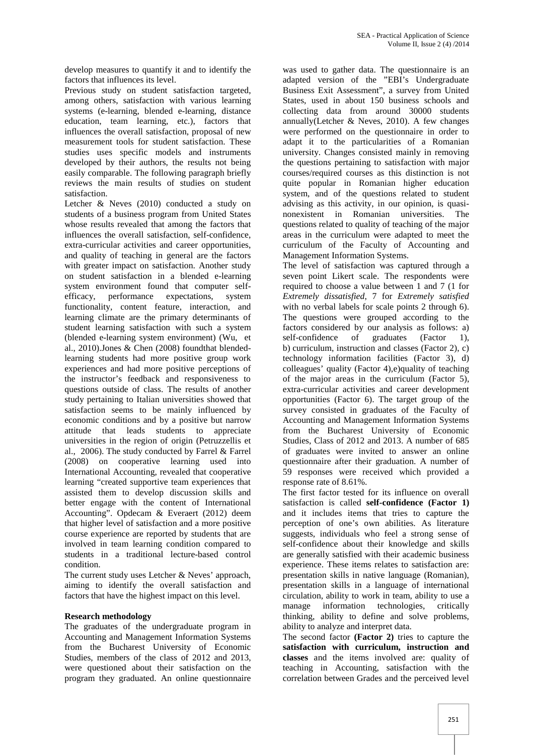develop measures to quantify it and to identify the factors that influences its level.

Previous study on student satisfaction targeted, among others, satisfaction with various learning systems (e-learning, blended e-learning, distance education, team learning, etc.), factors that influences the overall satisfaction, proposal of new measurement tools for student satisfaction. These studies uses specific models and instruments developed by their authors, the results not being easily comparable. The following paragraph briefly reviews the main results of studies on student satisfaction.

Letcher & Neves (2010) conducted a study on students of a business program from United States whose results revealed that among the factors that influences the overall satisfaction, self-confidence, extra-curricular activities and career opportunities, and quality of teaching in general are the factors with greater impact on satisfaction. Another study on student satisfaction in a blended e-learning system environment found that computer self-efficacy, performance expectations, system functionality, content feature, interaction, and learning climate are the primary determinants of student learning satisfaction with such a system (blended e-learning system environment) (Wu, et al., 2010).Jones & Chen (2008) foundthat blended-learning students had more positive group work experiences and had more positive perceptions of the instructor's feedback and responsiveness to questions outside of class. The results of another study pertaining to Italian universities showed that satisfaction seems to be mainly influenced by economic conditions and by a positive but narrow attitude that leads students to appreciate universities in the region of origin (Petruzzellis et al., 2006). The study conducted by Farrel & Farrel (2008) on cooperative learning used into International Accounting, revealed that cooperative learning "created supportive team experiences that assisted them to develop discussion skills and better engage with the content of International Accounting". Opdecam & Everaert (2012) deem that higher level of satisfaction and a more positive course experience are reported by students that are involved in team learning condition compared to students in a traditional lecture-based control condition.

The current study uses Letcher & Neves' approach, aiming to identify the overall satisfaction and factors that have the highest impact on this level.

**Research methodology**

The graduates of the undergraduate program in Accounting and Management Information Systems from the Bucharest University of Economic Studies, members of the class of 2012 and 2013, were questioned about their satisfaction on the program they graduated. An online questionnaire was used to gather data. The questionnaire is an adapted version of the "EBI's Undergraduate Business Exit Assessment", a survey from United States, used in about 150 business schools and collecting data from around 30000 students annually(Letcher & Neves, 2010). A few changes were performed on the questionnaire in order to adapt it to the particularities of a Romanian university. Changes consisted mainly in removing the questions pertaining to satisfaction with major courses/required courses as this distinction is not quite popular in Romanian higher education system, and of the questions related to student advising as this activity, in our opinion, is quasi-nonexistent in Romanian universities. The questions related to quality of teaching of the major areas in the curriculum were adapted to meet the curriculum of the Faculty of Accounting and Management Information Systems.

The level of satisfaction was captured through a seven point Likert scale. The respondents were required to choose a value between 1 and 7 (1 for *Extremely dissatisfied*, 7 for *Extremely satisfied* with no verbal labels for scale points 2 through 6). The questions were grouped according to the factors considered by our analysis as follows: a) self-confidence of graduates (Factor 1), b) curriculum, instruction and classes (Factor 2), c) technology information facilities (Factor 3), d) colleagues' quality (Factor 4),e)quality of teaching of the major areas in the curriculum (Factor 5), extra-curricular activities and career development opportunities (Factor 6). The target group of the survey consisted in graduates of the Faculty of Accounting and Management Information Systems from the Bucharest University of Economic Studies, Class of 2012 and 2013. A number of 685 of graduates were invited to answer an online questionnaire after their graduation. A number of 59 responses were received which provided a response rate of 8.61%.

The first factor tested for its influence on overall satisfaction is called **self-confidence (Factor 1)** and it includes items that tries to capture the perception of one's own abilities. As literature suggests, individuals who feel a strong sense of self-confidence about their knowledge and skills are generally satisfied with their academic business experience. These items relates to satisfaction are: presentation skills in native language (Romanian), presentation skills in a language of international circulation, ability to work in team, ability to use a manage information technologies, critically thinking, ability to define and solve problems, ability to analyze and interpret data.

The second factor **(Factor 2)** tries to capture the **satisfaction with curriculum, instruction and classes** and the items involved are: quality of teaching in Accounting, satisfaction with the correlation between Grades and the perceived level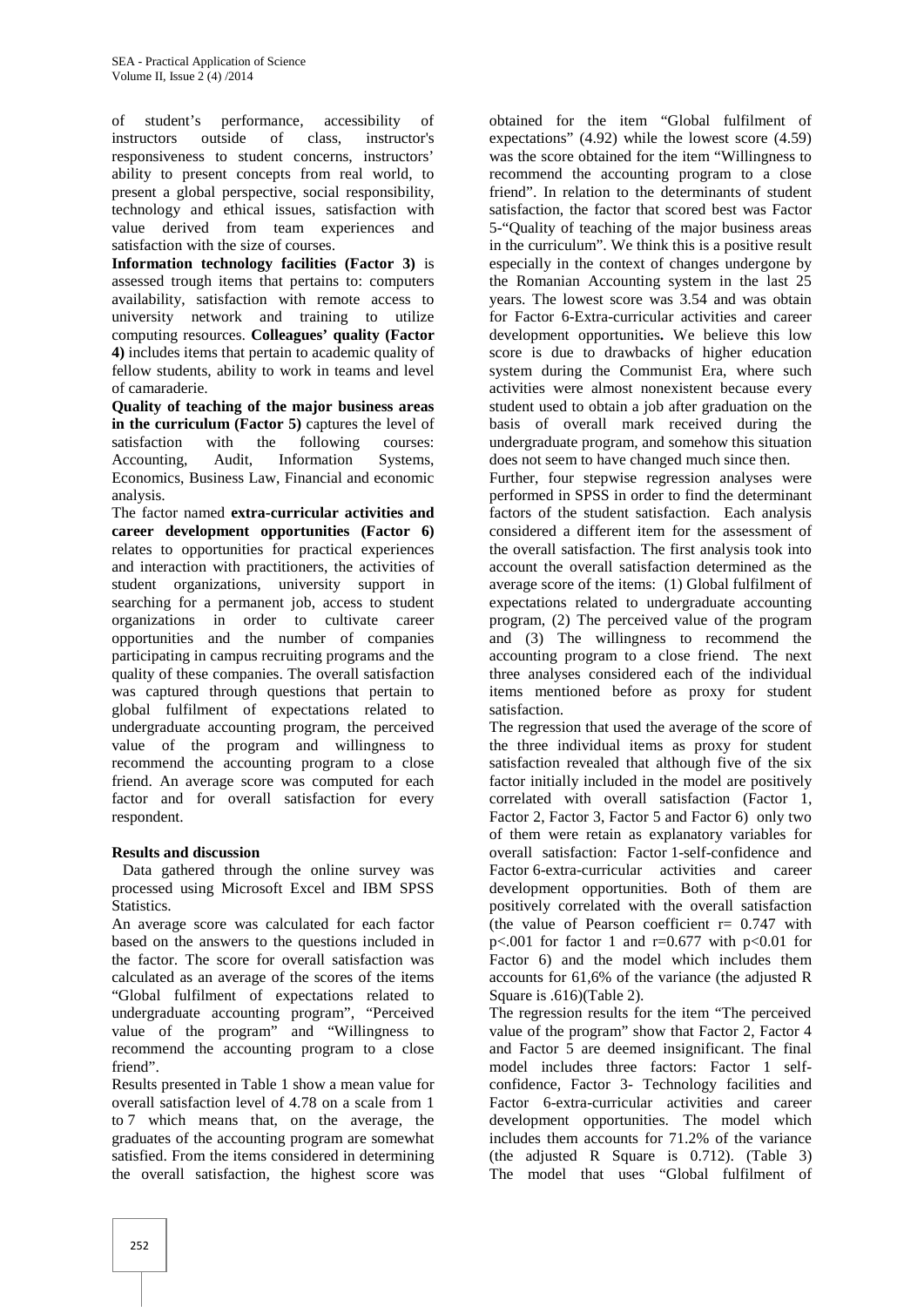of student's performance, accessibility of instructors outside of class, instructor's responsiveness to student concerns, instructors' ability to present concepts from real world, to present a global perspective, social responsibility, technology and ethical issues, satisfaction with value derived from team experiences and satisfaction with the size of courses.

**Information technology facilities (Factor 3)** is assessed trough items that pertains to: computers availability, satisfaction with remote access to university network and training to utilize computing resources. **Colleagues' quality (Factor 4)** includes items that pertain to academic quality of fellow students, ability to work in teams and level of camaraderie.

**Quality of teaching of the major business areas in the curriculum (Factor 5)** captures the level of satisfaction with the following courses: Accounting, Audit, Information Systems, Economics, Business Law, Financial and economic analysis.

The factor named **extra-curricular activities and career development opportunities (Factor 6)** relates to opportunities for practical experiences and interaction with practitioners, the activities of student organizations, university support in searching for a permanent job, access to student organizations in order to cultivate career opportunities and the number of companies participating in campus recruiting programs and the quality of these companies. The overall satisfaction was captured through questions that pertain to global fulfilment of expectations related to undergraduate accounting program, the perceived value of the program and willingness to recommend the accounting program to a close friend. An average score was computed for each factor and for overall satisfaction for every respondent.

**Results and discussion**

Data gathered through the online survey was processed using Microsoft Excel and IBM SPSS Statistics.

An average score was calculated for each factor based on the answers to the questions included in the factor. The score for overall satisfaction was calculated as an average of the scores of the items "Global fulfilment of expectations related to undergraduate accounting program", "Perceived value of the program" and "Willingness to recommend the accounting program to a close friend".

Results presented in Table 1 show a mean value for overall satisfaction level of 4.78 on a scale from 1 to 7 which means that, on the average, the graduates of the accounting program are somewhat satisfied. From the items considered in determining the overall satisfaction, the highest score was obtained for the item "Global fulfilment of expectations" (4.92) while the lowest score (4.59) was the score obtained for the item "Willingness to recommend the accounting program to a close friend". In relation to the determinants of student satisfaction, the factor that scored best was Factor 5-"Quality of teaching of the major business areas in the curriculum". We think this is a positive result especially in the context of changes undergone by the Romanian Accounting system in the last 25 years. The lowest score was 3.54 and was obtain for Factor 6-Extra-curricular activities and career development opportunities**.** We believe this low score is due to drawbacks of higher education system during the Communist Era, where such activities were almost nonexistent because every student used to obtain a job after graduation on the basis of overall mark received during the undergraduate program, and somehow this situation does not seem to have changed much since then.

Further, four stepwise regression analyses were performed in SPSS in order to find the determinant factors of the student satisfaction. Each analysis considered a different item for the assessment of the overall satisfaction. The first analysis took into account the overall satisfaction determined as the average score of the items: (1) Global fulfilment of expectations related to undergraduate accounting program, (2) The perceived value of the program and (3) The willingness to recommend the accounting program to a close friend. The next three analyses considered each of the individual items mentioned before as proxy for student satisfaction.

The regression that used the average of the score of the three individual items as proxy for student satisfaction revealed that although five of the six factor initially included in the model are positively correlated with overall satisfaction (Factor 1, Factor 2, Factor 3, Factor 5 and Factor 6) only two of them were retain as explanatory variables for overall satisfaction: Factor 1-self-confidence and Factor 6-extra-curricular activities and career development opportunities. Both of them are positively correlated with the overall satisfaction (the value of Pearson coefficient $r= 0.747$ with $p<.001$ for factor 1 and $r=0.677$ with $p<0.01$ for Factor 6) and the model which includes them accounts for 61,6% of the variance (the adjusted R Square is .616)(Table 2).

The regression results for the item "The perceived value of the program" show that Factor 2, Factor 4 and Factor 5 are deemed insignificant. The final model includes three factors: Factor 1 self-confidence, Factor 3- Technology facilities and Factor 6-extra-curricular activities and career development opportunities. The model which includes them accounts for 71.2% of the variance (the adjusted R Square is 0.712). (Table 3) The model that uses "Global fulfilment of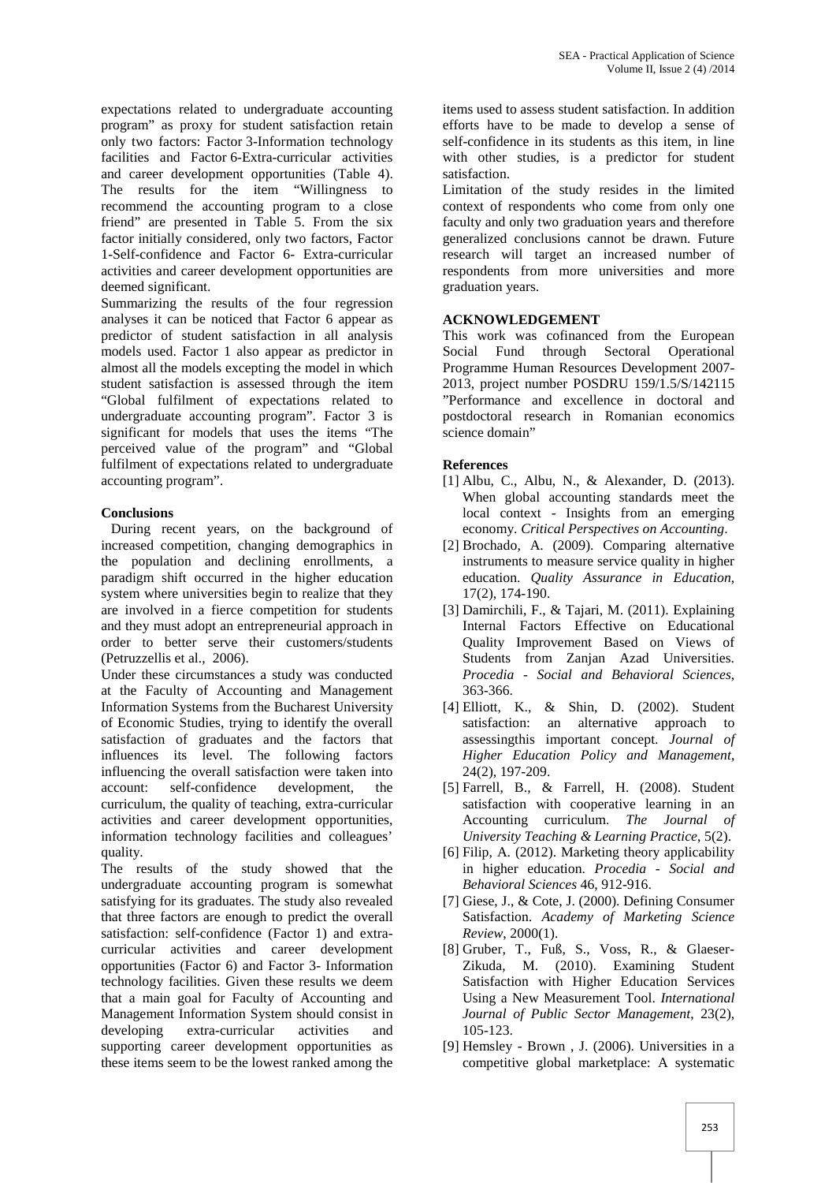expectations related to undergraduate accounting program" as proxy for student satisfaction retain only two factors: Factor 3-Information technology facilities and Factor 6-Extra-curricular activities and career development opportunities (Table 4). The results for the item "Willingness to recommend the accounting program to a close friend" are presented in Table 5. From the six factor initially considered, only two factors, Factor 1-Self-confidence and Factor 6- Extra-curricular activities and career development opportunities are deemed significant.

Summarizing the results of the four regression analyses it can be noticed that Factor 6 appear as predictor of student satisfaction in all analysis models used. Factor 1 also appear as predictor in almost all the models excepting the model in which student satisfaction is assessed through the item "Global fulfilment of expectations related to undergraduate accounting program". Factor 3 is significant for models that uses the items "The perceived value of the program" and "Global fulfilment of expectations related to undergraduate accounting program".

## Conclusions

During recent years, on the background of increased competition, changing demographics in the population and declining enrollments, a paradigm shift occurred in the higher education system where universities begin to realize that they are involved in a fierce competition for students and they must adopt an entrepreneurial approach in order to better serve their customers/students (Petruzzellis et al., 2006).

Under these circumstances a study was conducted at the Faculty of Accounting and Management Information Systems from the Bucharest University of Economic Studies, trying to identify the overall satisfaction of graduates and the factors that influences its level. The following factors influencing the overall satisfaction were taken into account: self-confidence development, the curriculum, the quality of teaching, extra-curricular activities and career development opportunities, information technology facilities and colleagues' quality.

The results of the study showed that the undergraduate accounting program is somewhat satisfying for its graduates. The study also revealed that three factors are enough to predict the overall satisfaction: self-confidence (Factor 1) and extra-curricular activities and career development opportunities (Factor 6) and Factor 3- Information technology facilities. Given these results we deem that a main goal for Faculty of Accounting and Management Information System should consist in developing extra-curricular activities and supporting career development opportunities as these items seem to be the lowest ranked among the items used to assess student satisfaction. In addition efforts have to be made to develop a sense of self-confidence in its students as this item, in line with other studies, is a predictor for student satisfaction.

Limitation of the study resides in the limited context of respondents who come from only one faculty and only two graduation years and therefore generalized conclusions cannot be drawn. Future research will target an increased number of respondents from more universities and more graduation years.

## ACKNOWLEDGEMENT

This work was cofinanced from the European Social Fund through Sectoral Operational Programme Human Resources Development 2007-2013, project number POSDRU 159/1.5/S/142115 "Performance and excellence in doctoral and postdoctoral research in Romanian economics science domain"

## References

[1] Albu, C., Albu, N., & Alexander, D. (2013). When global accounting standards meet the local context - Insights from an emerging economy. *Critical Perspectives on Accounting*.

[2] Brochado, A. (2009). Comparing alternative instruments to measure service quality in higher education. *Quality Assurance in Education*, 17(2), 174-190.

[3] Damirchili, F., & Tajari, M. (2011). Explaining Internal Factors Effective on Educational Quality Improvement Based on Views of Students from Zanjan Azad Universities. *Procedia - Social and Behavioral Sciences*, 363-366.

[4] Elliott, K., & Shin, D. (2002). Student satisfaction: an alternative approach to assessingthis important concept. *Journal of Higher Education Policy and Management*, 24(2), 197-209.

[5] Farrell, B., & Farrell, H. (2008). Student satisfaction with cooperative learning in an Accounting curriculum. *The Journal of University Teaching & Learning Practice*, 5(2).

[6] Filip, A. (2012). Marketing theory applicability in higher education. *Procedia - Social and Behavioral Sciences* 46, 912-916.

[7] Giese, J., & Cote, J. (2000). Defining Consumer Satisfaction. *Academy of Marketing Science Review*, 2000(1).

[8] Gruber, T., Fuß, S., Voss, R., & Glaeser-Zikuda, M. (2010). Examining Student Satisfaction with Higher Education Services Using a New Measurement Tool. *International Journal of Public Sector Management*, 23(2), 105-123.

[9] Hemsley - Brown , J. (2006). Universities in a competitive global marketplace: A systematic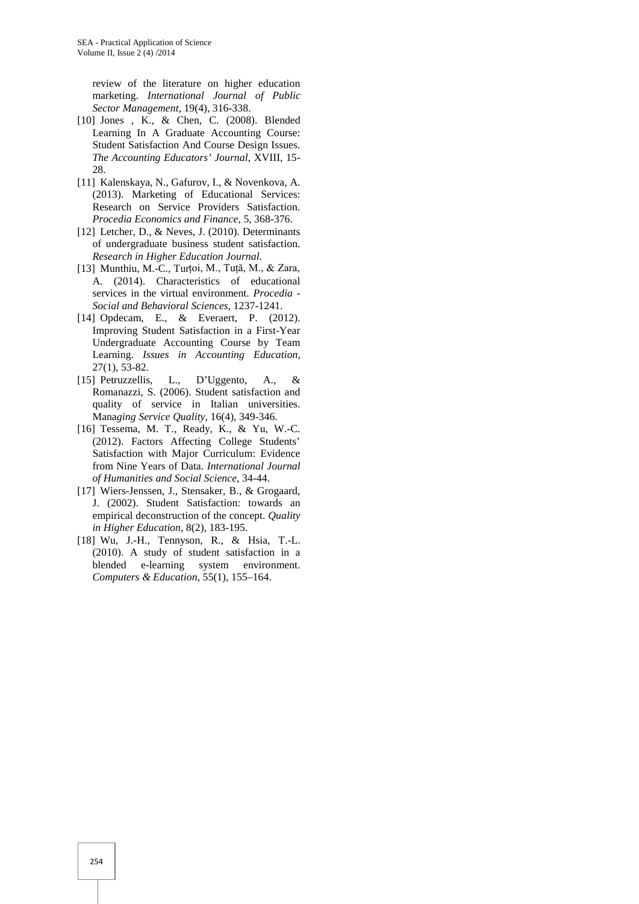review of the literature on higher education marketing. *International Journal of Public Sector Management*, 19(4), 316-338.

[10] Jones , K., & Chen, C. (2008). Blended Learning In A Graduate Accounting Course: Student Satisfaction And Course Design Issues. *The Accounting Educators' Journal*, XVIII, 15-28.

[11] Kalenskaya, N., Gafurov, I., & Novenkova, A. (2013). Marketing of Educational Services: Research on Service Providers Satisfaction. *Procedia Economics and Finance*, 5, 368-376.

[12] Letcher, D., & Neves, J. (2010). Determinants of undergraduate business student satisfaction. *Research in Higher Education Journal.*

[13] Munthiu, M.-C., Turțoi, M., Tuță, M., & Zara, A. (2014). Characteristics of educational services in the virtual environment. *Procedia - Social and Behavioral Sciences*, 1237-1241.

[14] Opdecam, E., & Everaert, P. (2012). Improving Student Satisfaction in a First-Year Undergraduate Accounting Course by Team Learning. *Issues in Accounting Education*, 27(1), 53-82.

[15] Petruzzellis, L., D'Uggento, A., & Romanazzi, S. (2006). Student satisfaction and quality of service in Italian universities. Mana*ging Service Quality*, 16(4), 349-346.

[16] Tessema, M. T., Ready, K., & Yu, W.-C. (2012). Factors Affecting College Students' Satisfaction with Major Curriculum: Evidence from Nine Years of Data. *International Journal of Humanities and Social Science*, 34-44.

[17] Wiers-Jenssen, J., Stensaker, B., & Grogaard, J. (2002). Student Satisfaction: towards an empirical deconstruction of the concept. *Quality in Higher Education*, 8(2), 183-195.

[18] Wu, J.-H., Tennyson, R., & Hsia, T.-L. (2010). A study of student satisfaction in a blended e-learning system environment. *Computers & Education*, 55(1), 155–164.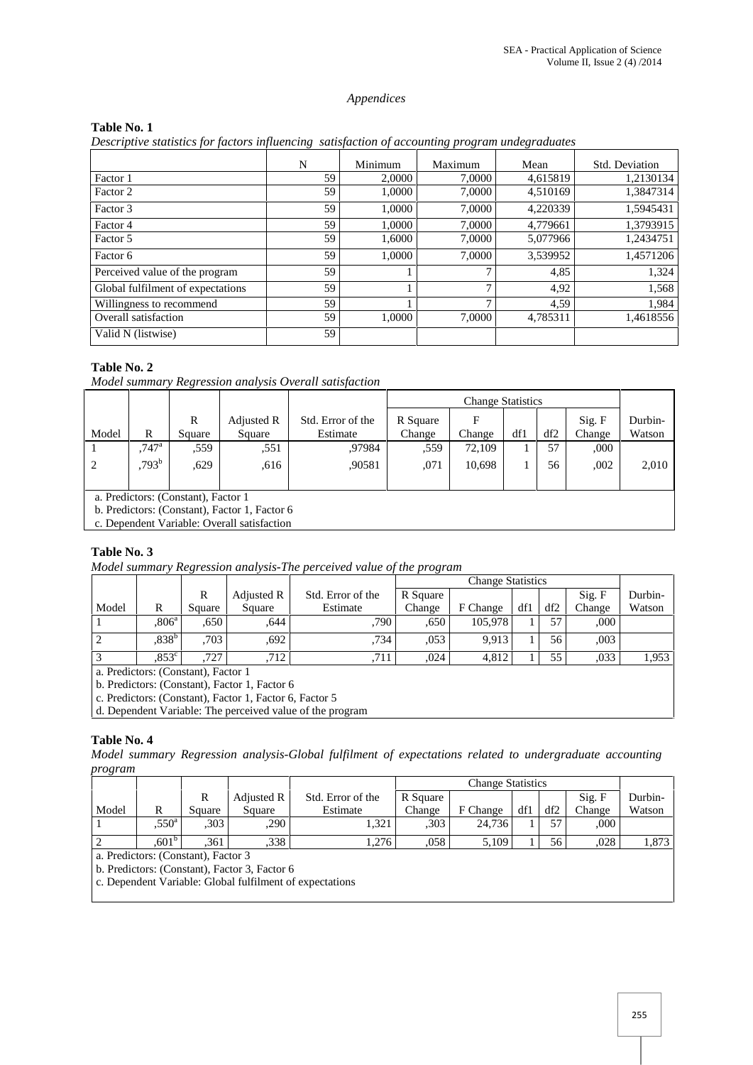## Appendices

**Table No. 1**

*Descriptive statistics for factors influencing satisfaction of accounting program undegraduates*

| | N | Minimum | Maximum | Mean | Std. Deviation |
|---|---|---|---|---|---|
| Factor 1 | 59 | 2,0000 | 7,0000 | 4,615819 | 1,2130134 |
| Factor 2 | 59 | 1,0000 | 7,0000 | 4,510169 | 1,3847314 |
| Factor 3 | 59 | 1,0000 | 7,0000 | 4,220339 | 1,5945431 |
| Factor 4 | 59 | 1,0000 | 7,0000 | 4,779661 | 1,3793915 |
| Factor 5 | 59 | 1,6000 | 7,0000 | 5,077966 | 1,2434751 |
| Factor 6 | 59 | 1,0000 | 7,0000 | 3,539952 | 1,4571206 |
| Perceived value of the program | 59 | 1 | 7 | 4,85 | 1,324 |
| Global fulfilment of expectations | 59 | 1 | 7 | 4,92 | 1,568 |
| Willingness to recommend | 59 | 1 | 7 | 4,59 | 1,984 |
| Overall satisfaction | 59 | 1,0000 | 7,0000 | 4,785311 | 1,4618556 |
| Valid N (listwise) | 59 | | | | |

**Table No. 2**

*Model summary Regression analysis Overall satisfaction*

| | | | | | Change Statistics | | | | | |
|---|---|---|---|---|---|---|---|---|---|---|
| Model | R | R Square | Adjusted R Square | Std. Error of the Estimate | R Square Change | F Change | df1 | df2 | Sig. F Change | Durbin-Watson |
| 1 | ,747[a] | ,559 | ,551 | ,97984 | ,559 | 72,109 | 1 | 57 | ,000 | |
| 2 | ,793[b] | ,629 | ,616 | ,90581 | ,071 | 10,698 | 1 | 56 | ,002 | 2,010 |

a. Predictors: (Constant), Factor 1
b. Predictors: (Constant), Factor 1, Factor 6
c. Dependent Variable: Overall satisfaction

**Table No. 3**

*Model summary Regression analysis-The perceived value of the program*

| | | | | | Change Statistics | | | | | |
|---|---|---|---|---|---|---|---|---|---|---|
| Model | R | R Square | Adjusted R Square | Std. Error of the Estimate | R Square Change | F Change | df1 | df2 | Sig. F Change | Durbin-Watson |
| 1 | ,806[a] | ,650 | ,644 | ,790 | ,650 | 105,978 | 1 | 57 | ,000 | |
| 2 | ,838[b] | ,703 | ,692 | ,734 | ,053 | 9,913 | 1 | 56 | ,003 | |
| 3 | ,853[c] | ,727 | ,712 | ,711 | ,024 | 4,812 | 1 | 55 | ,033 | 1,953 |

a. Predictors: (Constant), Factor 1
b. Predictors: (Constant), Factor 1, Factor 6
c. Predictors: (Constant), Factor 1, Factor 6, Factor 5
d. Dependent Variable: The perceived value of the program

**Table No. 4**

*Model summary Regression analysis-Global fulfilment of expectations related to undergraduate accounting program*

| | | | | | Change Statistics | | | | | |
|---|---|---|---|---|---|---|---|---|---|---|
| Model | R | R Square | Adjusted R Square | Std. Error of the Estimate | R Square Change | F Change | df1 | df2 | Sig. F Change | Durbin-Watson |
| 1 | ,550[a] | ,303 | ,290 | 1,321 | ,303 | 24,736 | 1 | 57 | ,000 | |
| 2 | ,601[b] | ,361 | ,338 | 1,276 | ,058 | 5,109 | 1 | 56 | ,028 | 1,873 |

a. Predictors: (Constant), Factor 3
b. Predictors: (Constant), Factor 3, Factor 6
c. Dependent Variable: Global fulfilment of expectations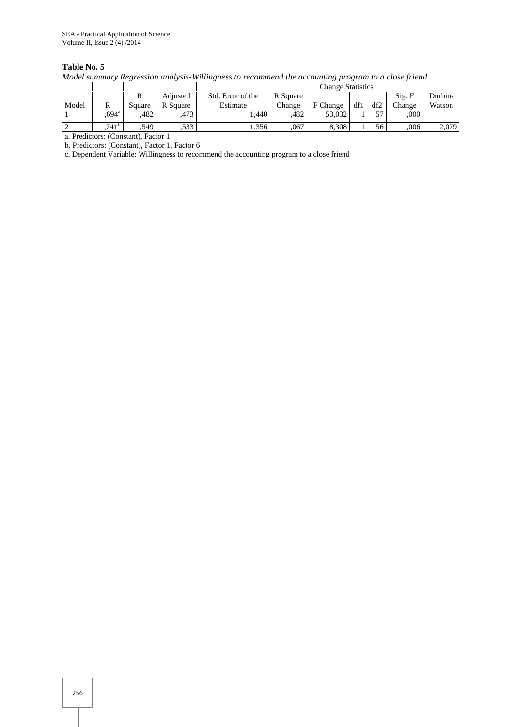**Table No. 5**

*Model summary Regression analysis-Willingness to recommend the accounting program to a close friend*

| | | | | | Change Statistics | | | | | |
|---|---|---|---|---|---|---|---|---|---|---|
| Model | R | R Square | Adjusted R Square | Std. Error of the Estimate | R Square Change | F Change | df1 | df2 | Sig. F Change | Durbin-Watson |
| 1 | ,694[a] | ,482 | ,473 | 1,440 | ,482 | 53,032 | 1 | 57 | ,000 | |
| 2 | ,741[b] | ,549 | ,533 | 1,356 | ,067 | 8,308 | 1 | 56 | ,006 | 2,079 |

a. Predictors: (Constant), Factor 1

b. Predictors: (Constant), Factor 1, Factor 6

c. Dependent Variable: Willingness to recommend the accounting program to a close friend